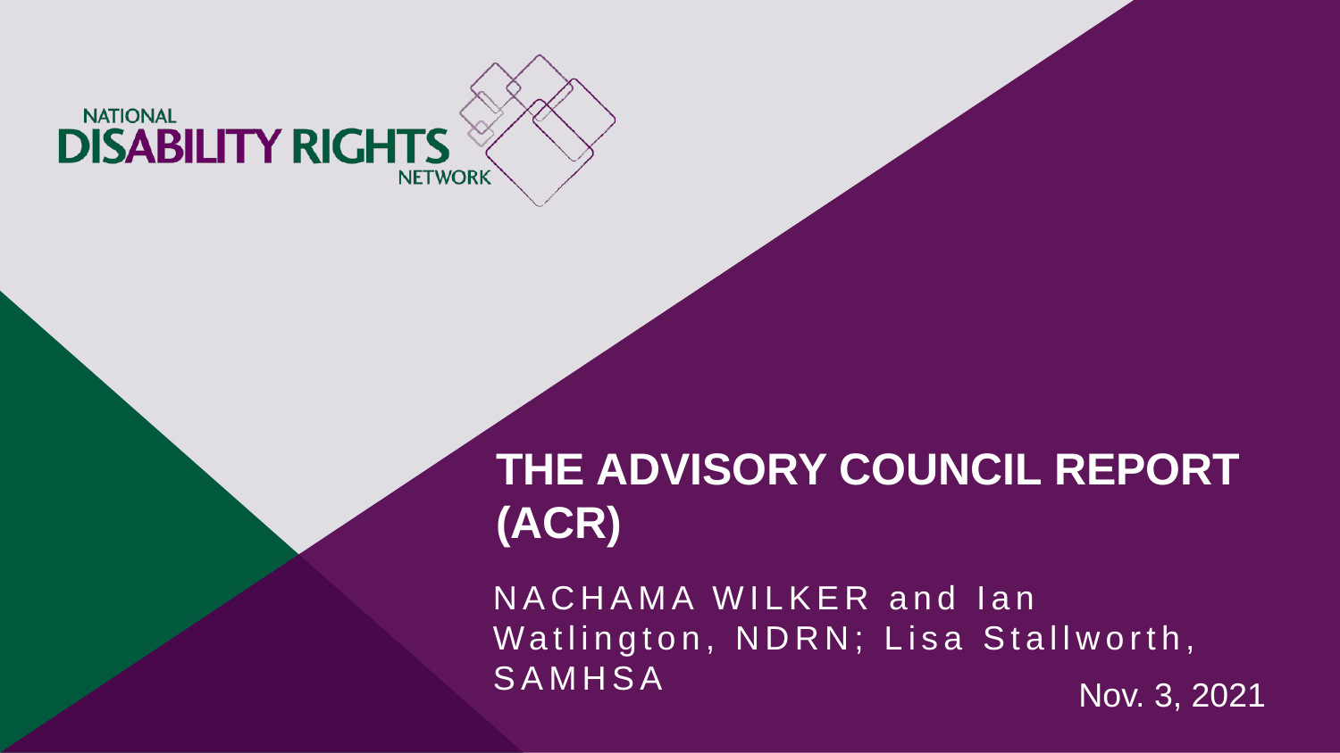NATIONAL DISABILITY RIGHTS NETWORK

# THE ADVISORY COUNCIL REPORT (ACR)

NACHAMA WILKER and Ian Watlington, NDRN; Lisa Stallworth, SAMHSA

Nov. 3, 2021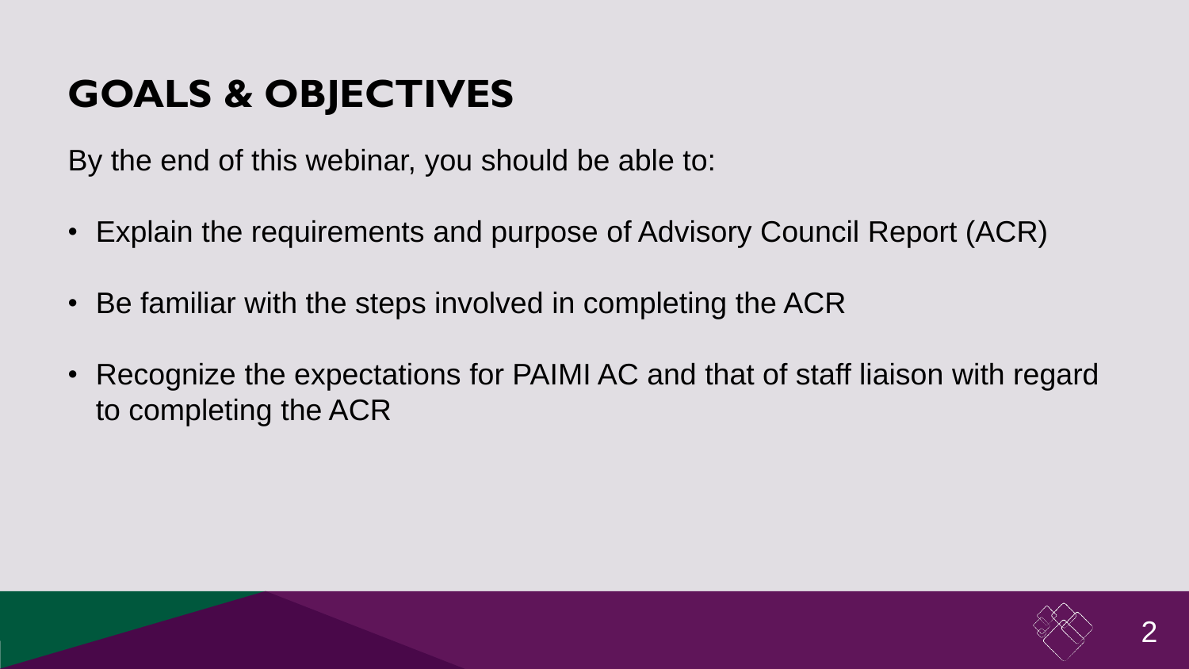# GOALS & OBJECTIVES

By the end of this webinar, you should be able to:

- Explain the requirements and purpose of Advisory Council Report (ACR)
- Be familiar with the steps involved in completing the ACR
- Recognize the expectations for PAIMI AC and that of staff liaison with regard to completing the ACR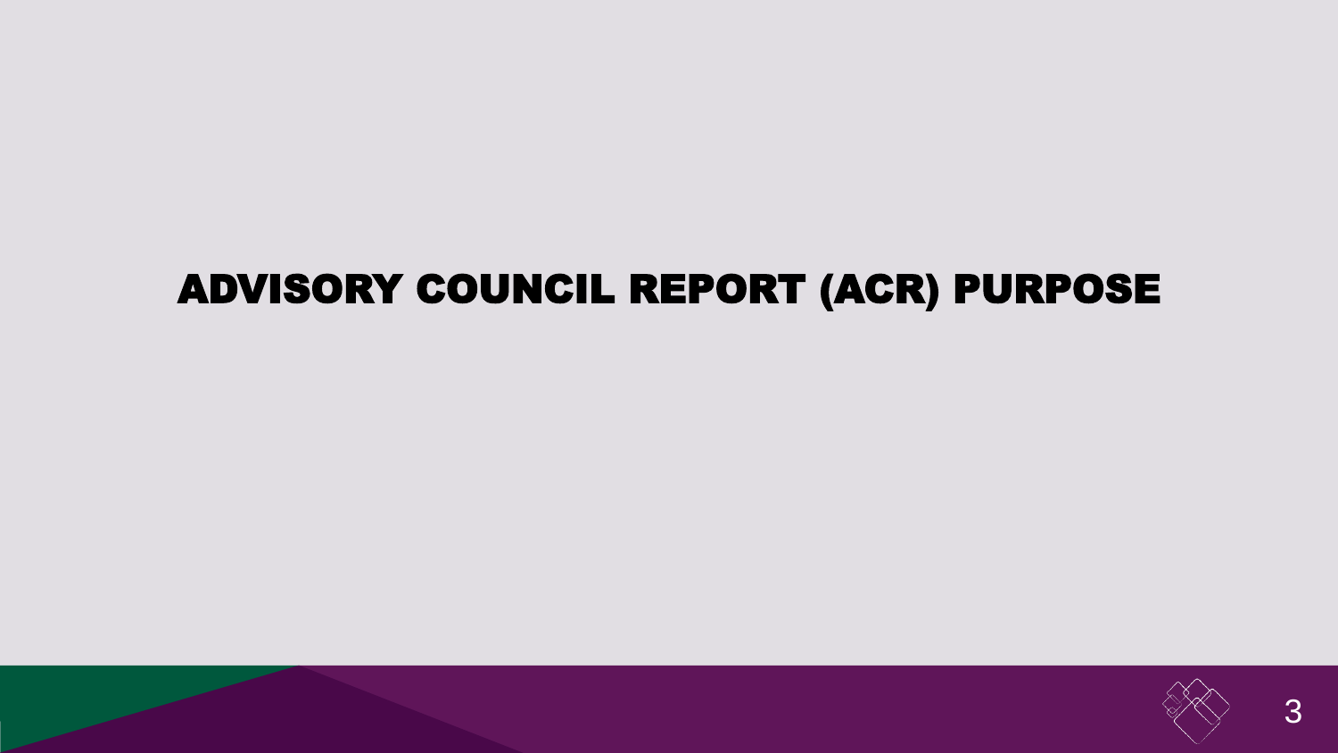# ADVISORY COUNCIL REPORT (ACR) PURPOSE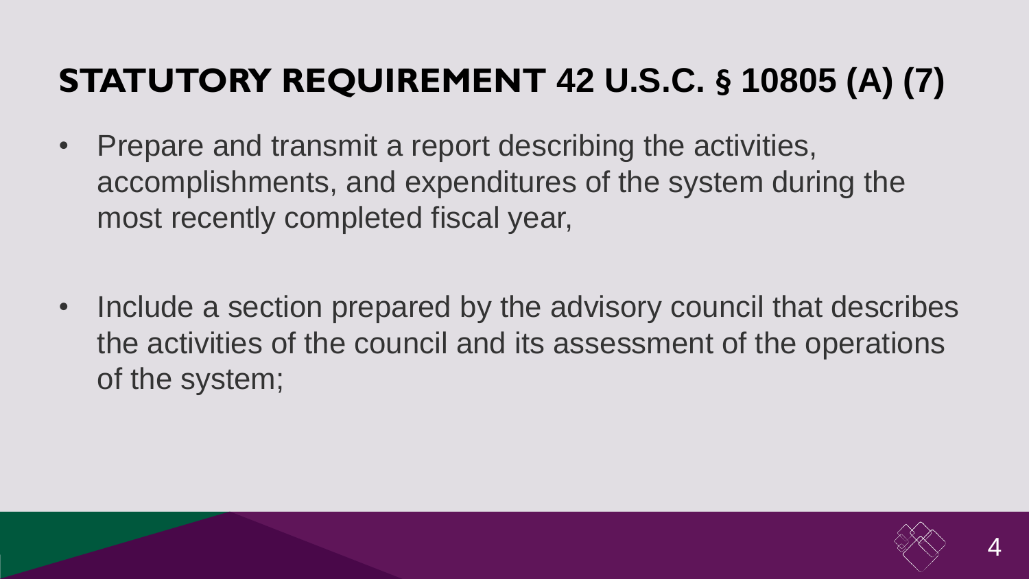# STATUTORY REQUIREMENT 42 U.S.C. § 10805 (A) (7)

- Prepare and transmit a report describing the activities, accomplishments, and expenditures of the system during the most recently completed fiscal year,
- Include a section prepared by the advisory council that describes the activities of the council and its assessment of the operations of the system;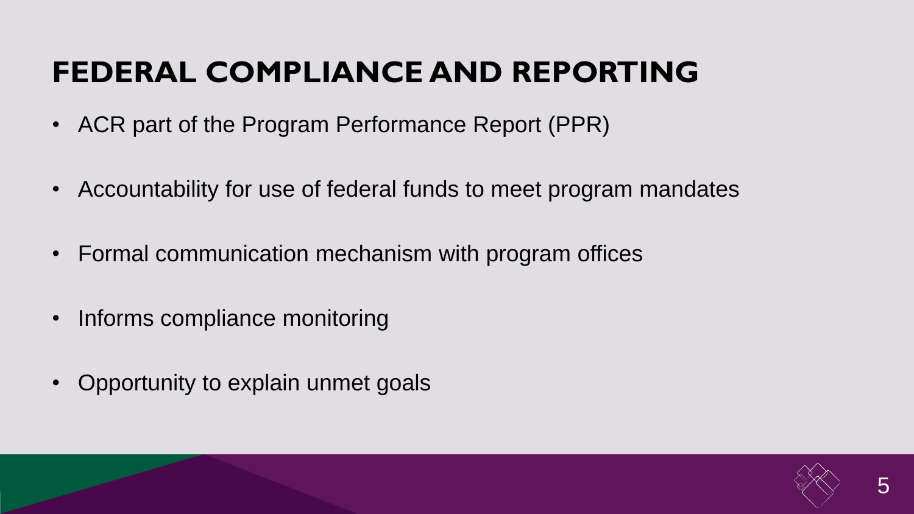# FEDERAL COMPLIANCE AND REPORTING

- ACR part of the Program Performance Report (PPR)
- Accountability for use of federal funds to meet program mandates
- Formal communication mechanism with program offices
- Informs compliance monitoring
- Opportunity to explain unmet goals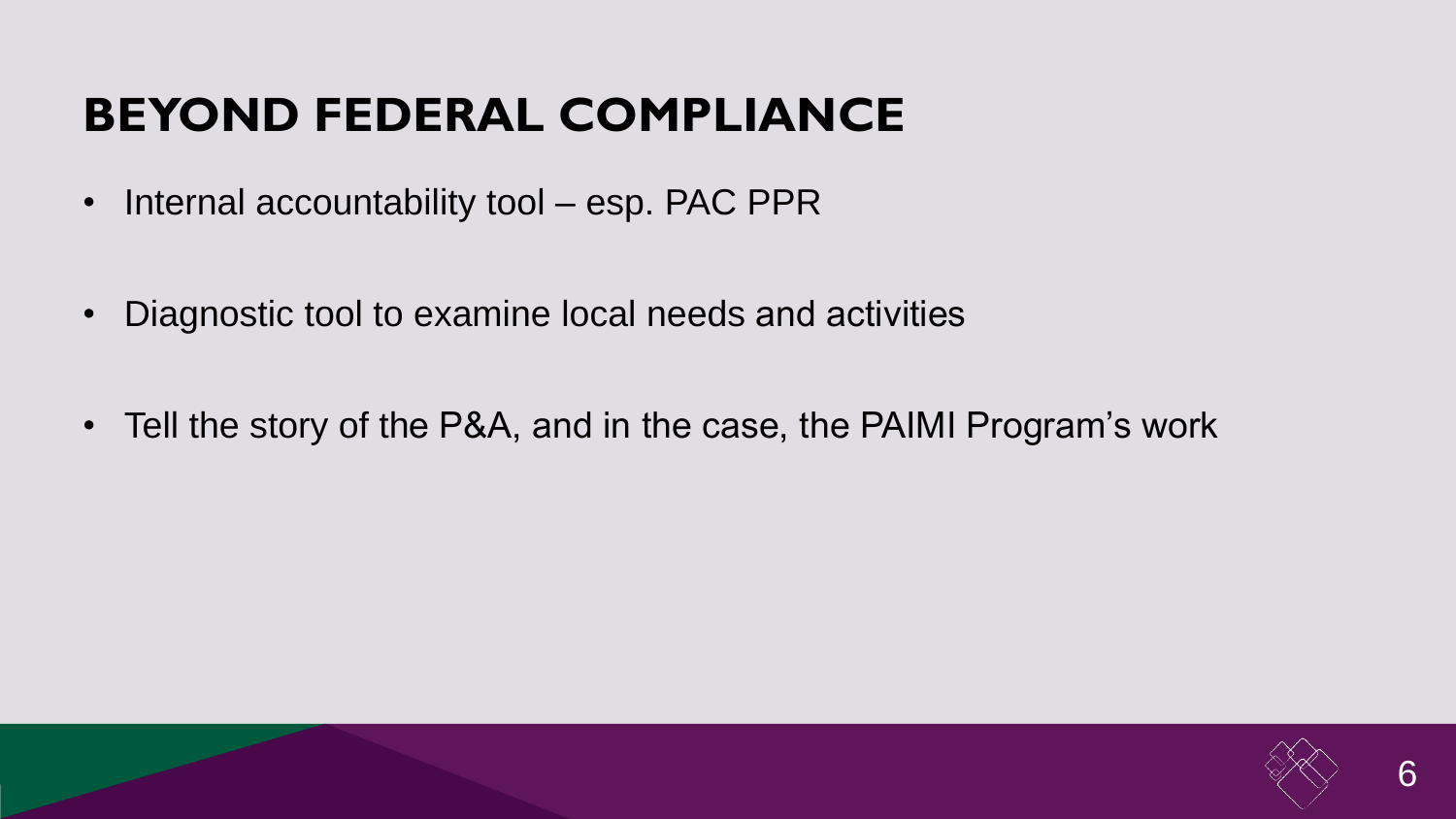# BEYOND FEDERAL COMPLIANCE

- Internal accountability tool – esp. PAC PPR
- Diagnostic tool to examine local needs and activities
- Tell the story of the P&A, and in the case, the PAIMI Program's work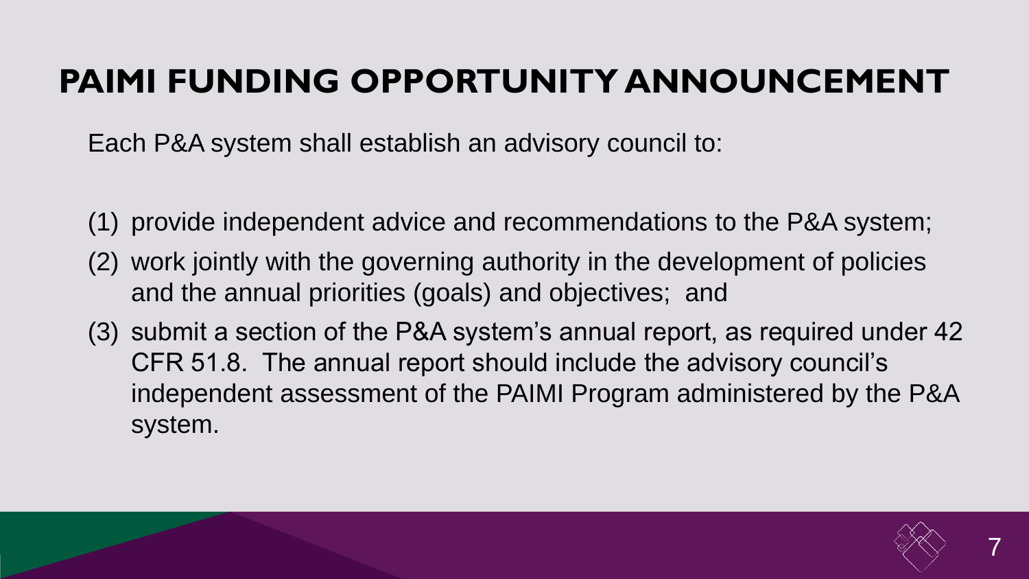# PAIMI FUNDING OPPORTUNITY ANNOUNCEMENT

Each P&A system shall establish an advisory council to:

(1) provide independent advice and recommendations to the P&A system;

(2) work jointly with the governing authority in the development of policies and the annual priorities (goals) and objectives; and

(3) submit a section of the P&A system's annual report, as required under 42 CFR 51.8. The annual report should include the advisory council's independent assessment of the PAIMI Program administered by the P&A system.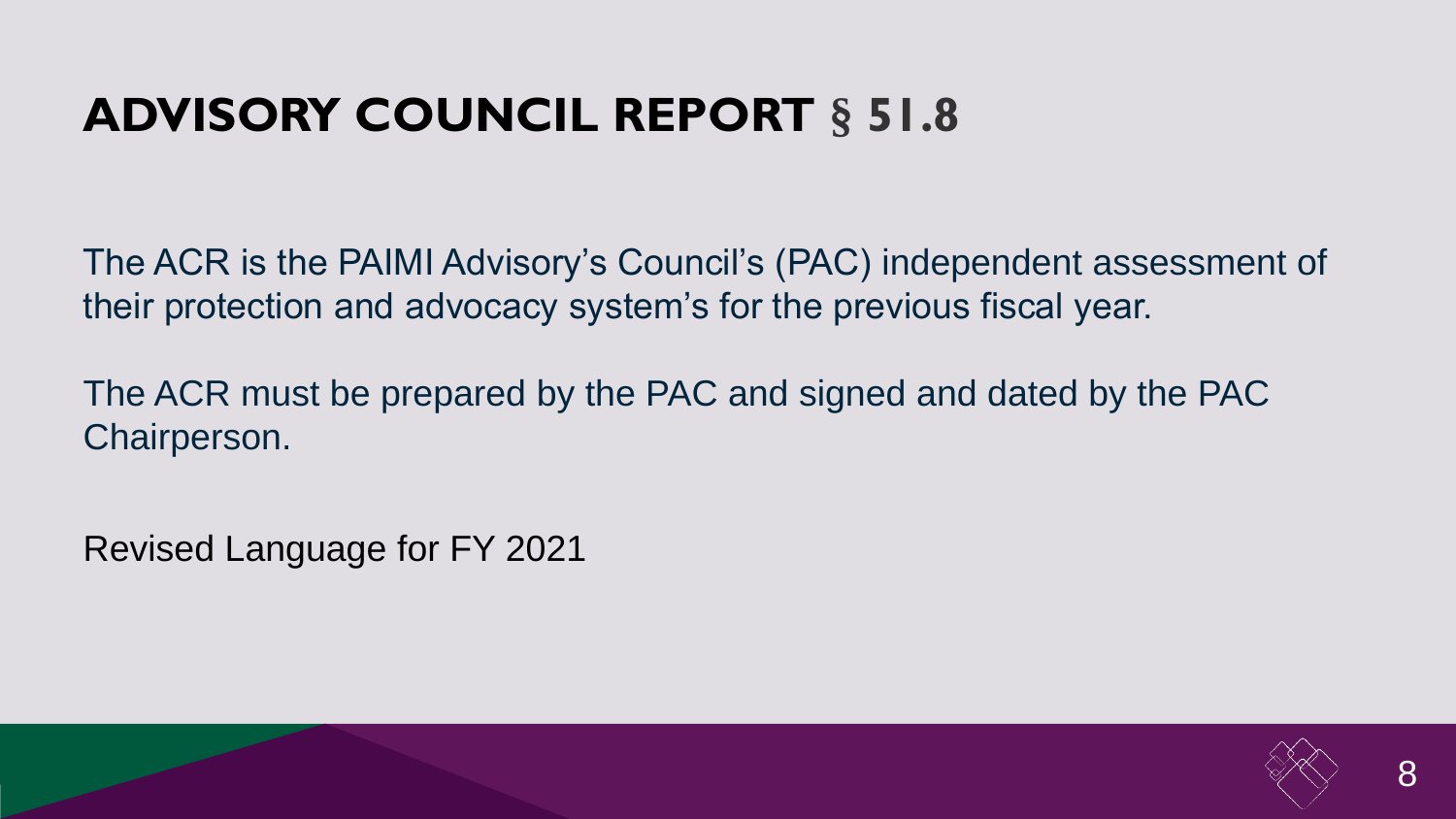# ADVISORY COUNCIL REPORT § 51.8

The ACR is the PAIMI Advisory's Council's (PAC) independent assessment of their protection and advocacy system's for the previous fiscal year.

The ACR must be prepared by the PAC and signed and dated by the PAC Chairperson.

Revised Language for FY 2021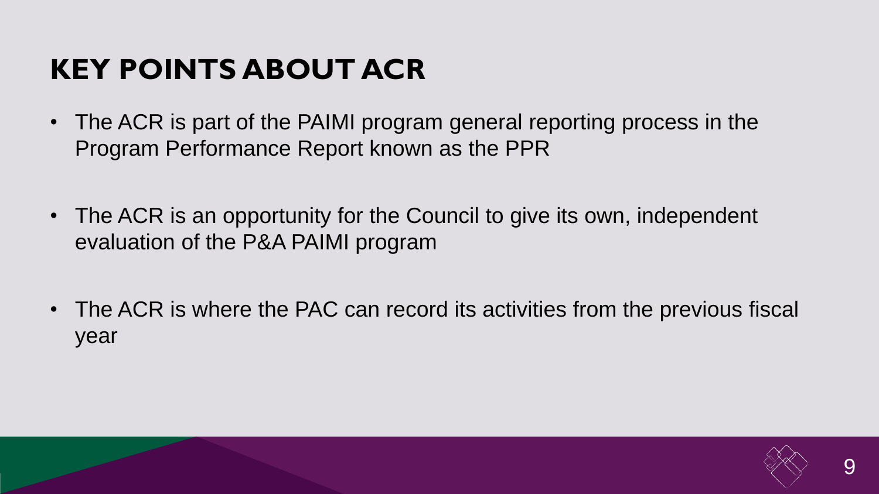# KEY POINTS ABOUT ACR

- The ACR is part of the PAIMI program general reporting process in the Program Performance Report known as the PPR
- The ACR is an opportunity for the Council to give its own, independent evaluation of the P&A PAIMI program
- The ACR is where the PAC can record its activities from the previous fiscal year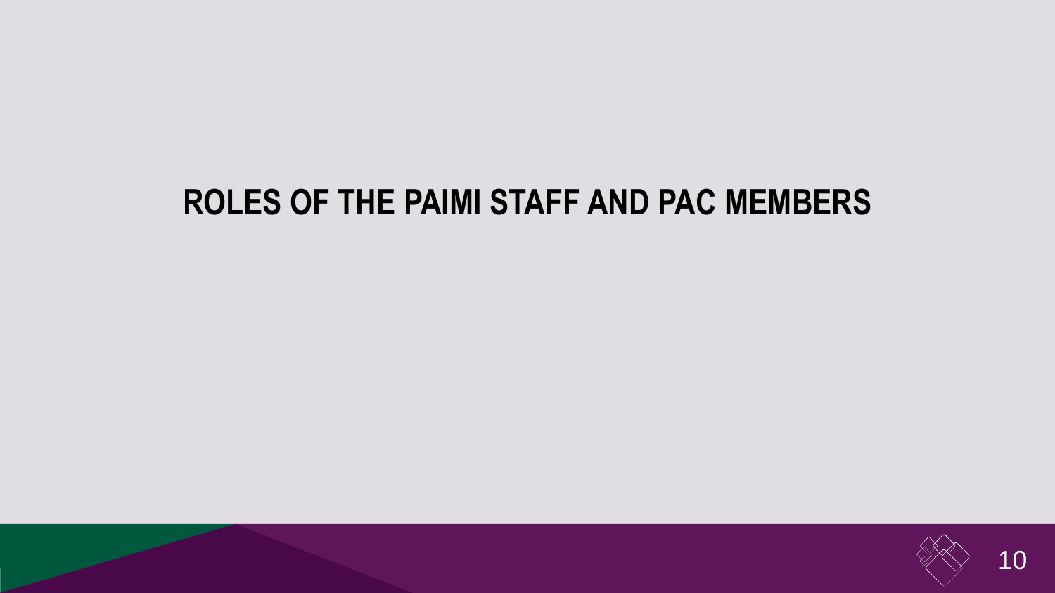# ROLES OF THE PAIMI STAFF AND PAC MEMBERS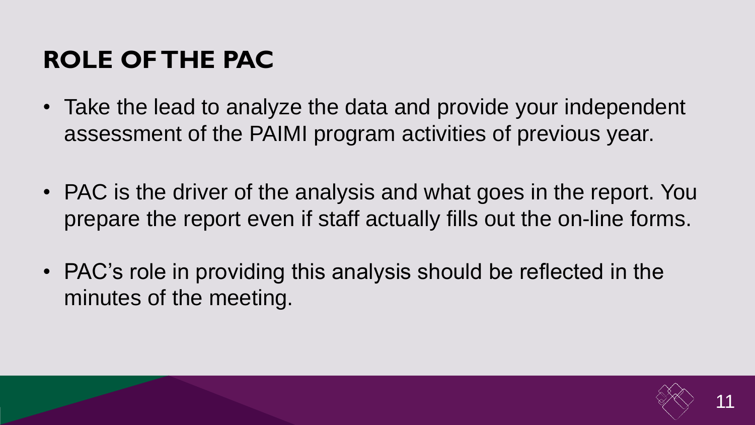# ROLE OF THE PAC

- Take the lead to analyze the data and provide your independent assessment of the PAIMI program activities of previous year.
- PAC is the driver of the analysis and what goes in the report. You prepare the report even if staff actually fills out the on-line forms.
- PAC's role in providing this analysis should be reflected in the minutes of the meeting.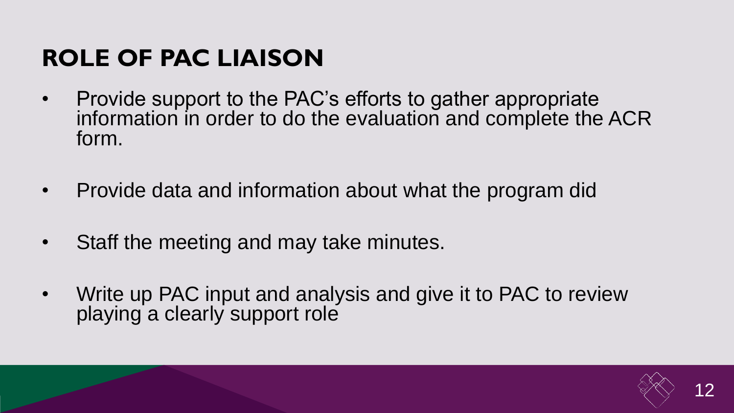# ROLE OF PAC LIAISON

- Provide support to the PAC's efforts to gather appropriate information in order to do the evaluation and complete the ACR form.
- Provide data and information about what the program did
- Staff the meeting and may take minutes.
- Write up PAC input and analysis and give it to PAC to review playing a clearly support role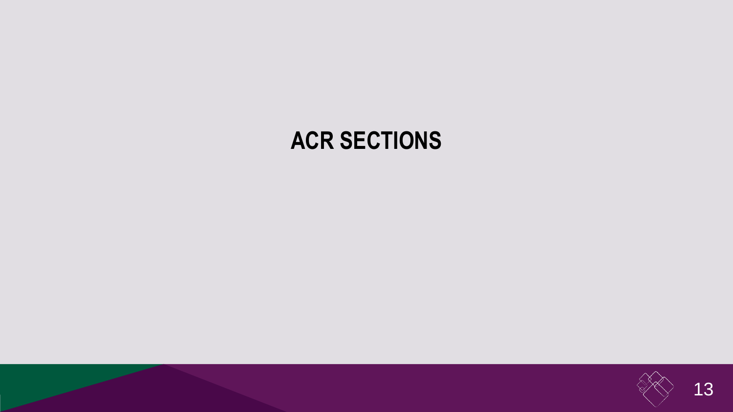# ACR SECTIONS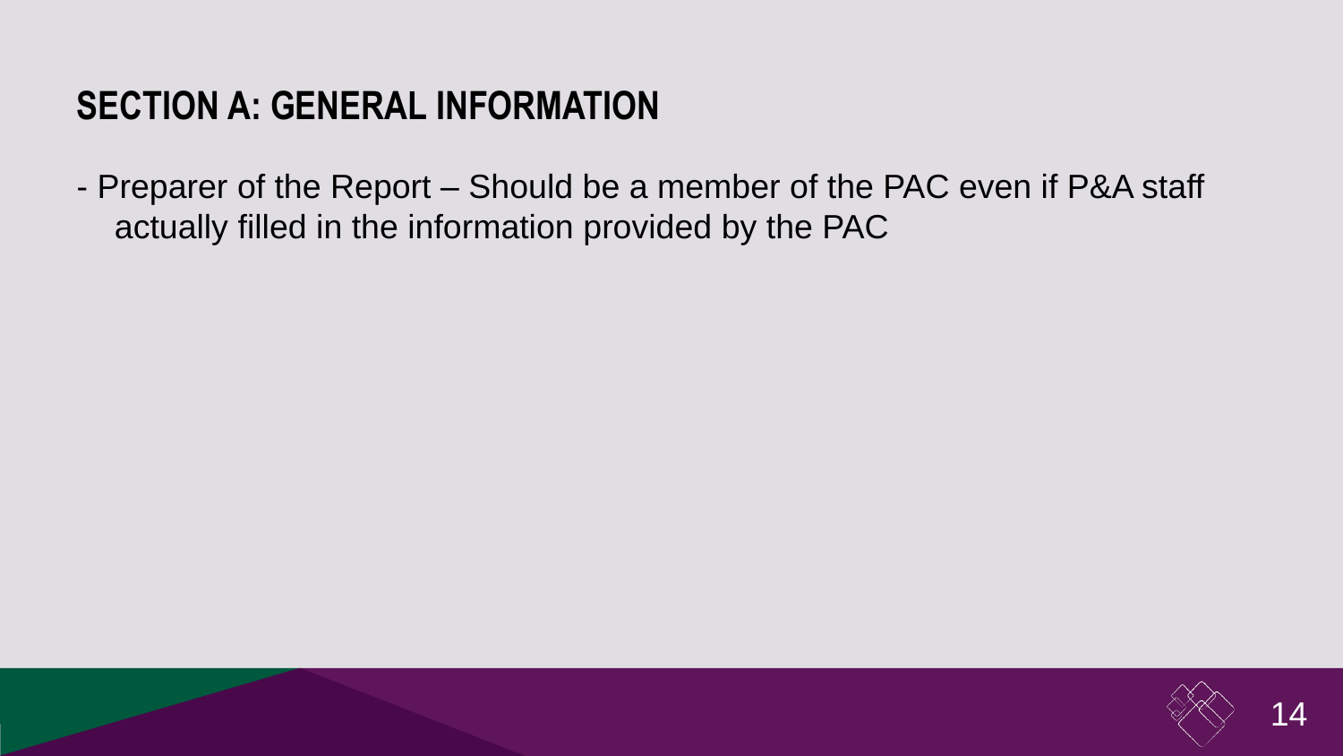## SECTION A: GENERAL INFORMATION

- Preparer of the Report – Should be a member of the PAC even if P&A staff actually filled in the information provided by the PAC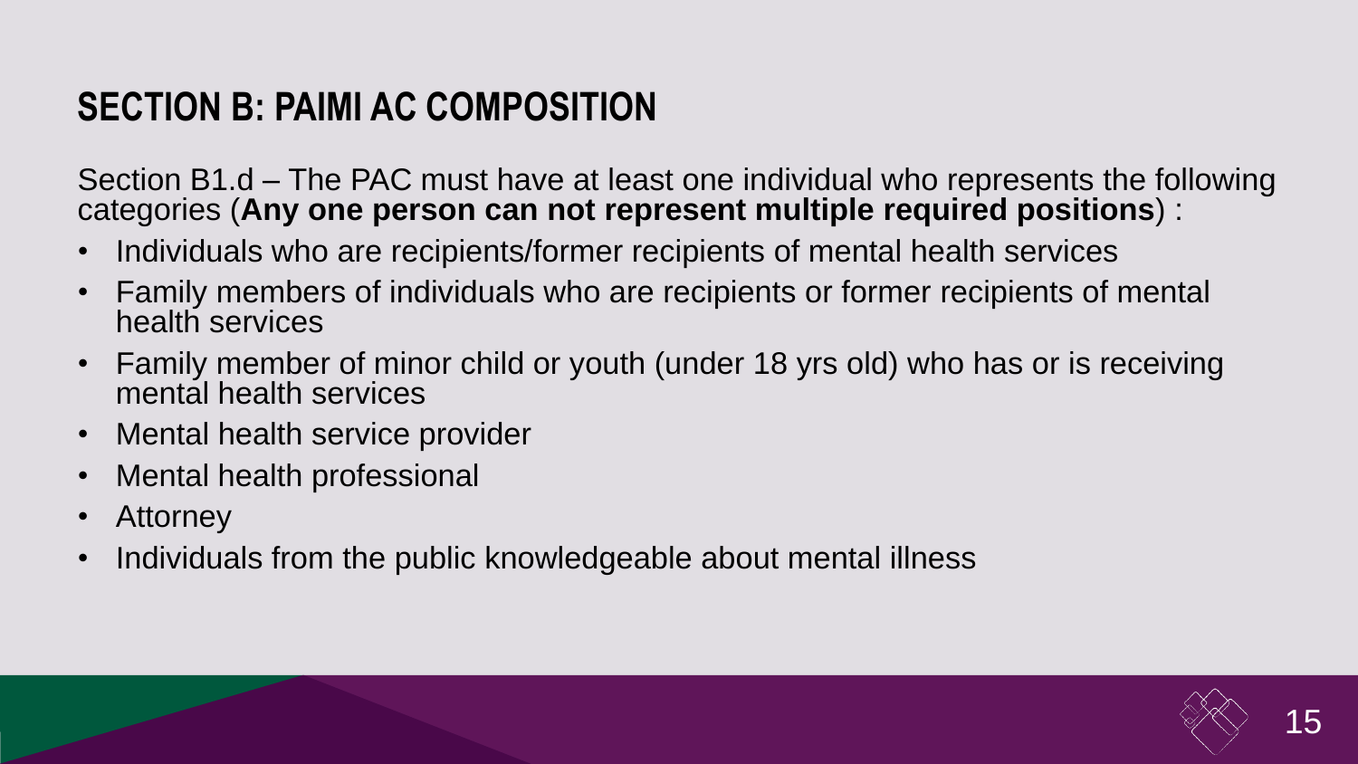## SECTION B: PAIMI AC COMPOSITION

Section B1.d – The PAC must have at least one individual who represents the following categories (**Any one person can not represent multiple required positions**) :

- Individuals who are recipients/former recipients of mental health services
- Family members of individuals who are recipients or former recipients of mental health services
- Family member of minor child or youth (under 18 yrs old) who has or is receiving mental health services
- Mental health service provider
- Mental health professional
- Attorney
- Individuals from the public knowledgeable about mental illness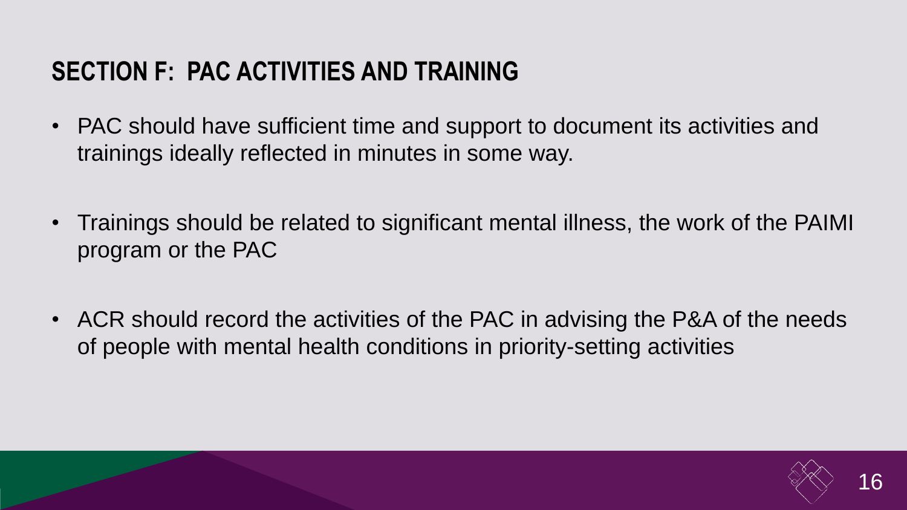## SECTION F: PAC ACTIVITIES AND TRAINING

- PAC should have sufficient time and support to document its activities and trainings ideally reflected in minutes in some way.
- Trainings should be related to significant mental illness, the work of the PAIMI program or the PAC
- ACR should record the activities of the PAC in advising the P&A of the needs of people with mental health conditions in priority-setting activities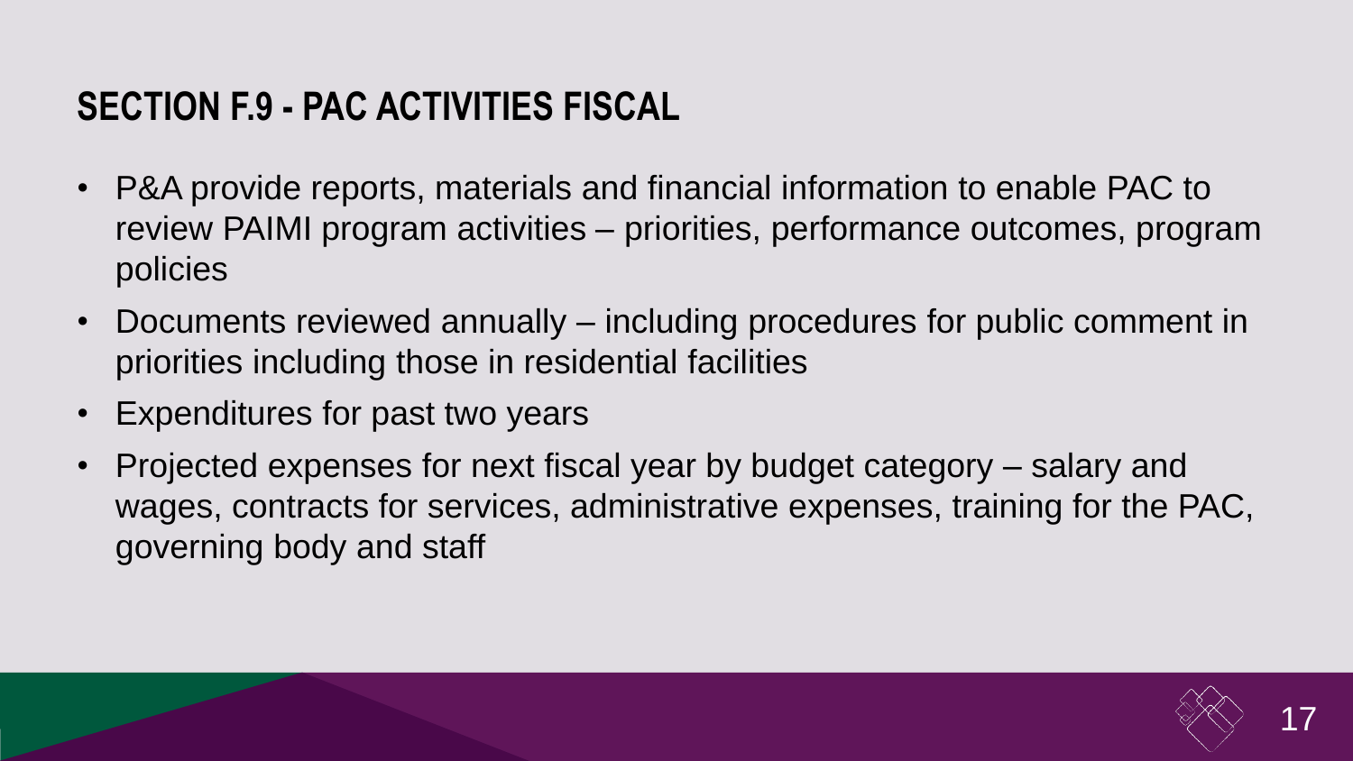## SECTION F.9 - PAC ACTIVITIES FISCAL

- P&A provide reports, materials and financial information to enable PAC to review PAIMI program activities – priorities, performance outcomes, program policies
- Documents reviewed annually – including procedures for public comment in priorities including those in residential facilities
- Expenditures for past two years
- Projected expenses for next fiscal year by budget category – salary and wages, contracts for services, administrative expenses, training for the PAC, governing body and staff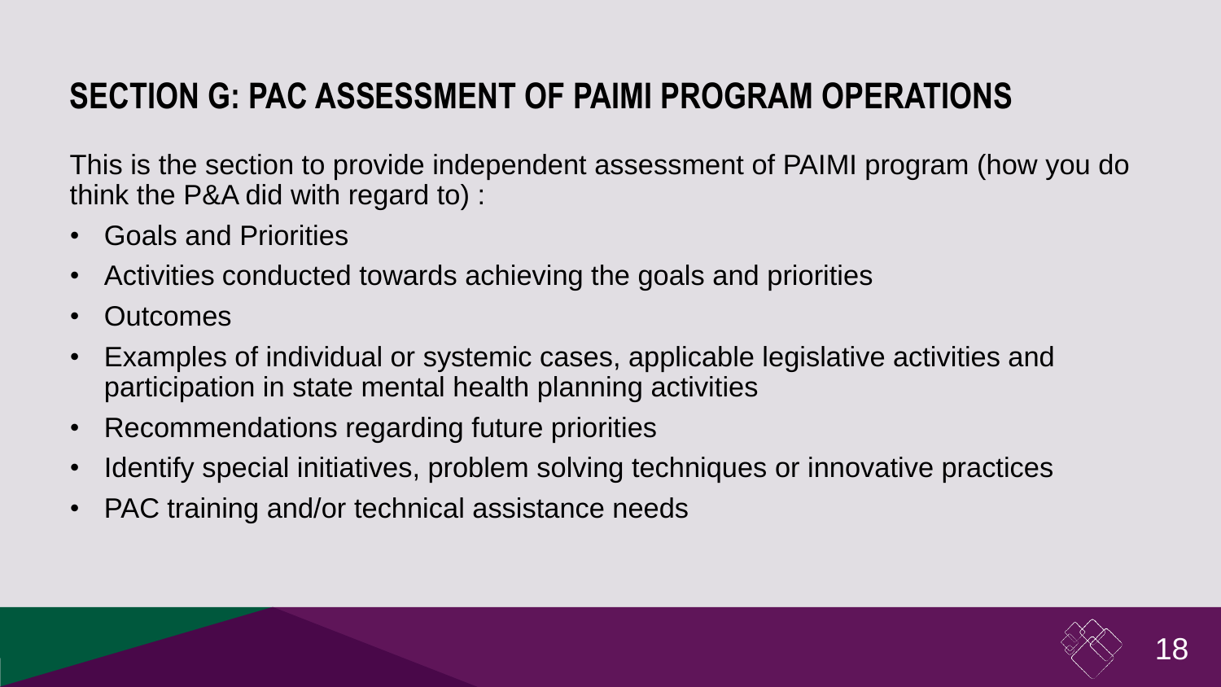# SECTION G: PAC ASSESSMENT OF PAIMI PROGRAM OPERATIONS

This is the section to provide independent assessment of PAIMI program (how you do think the P&A did with regard to) :

- Goals and Priorities
- Activities conducted towards achieving the goals and priorities
- Outcomes
- Examples of individual or systemic cases, applicable legislative activities and participation in state mental health planning activities
- Recommendations regarding future priorities
- Identify special initiatives, problem solving techniques or innovative practices
- PAC training and/or technical assistance needs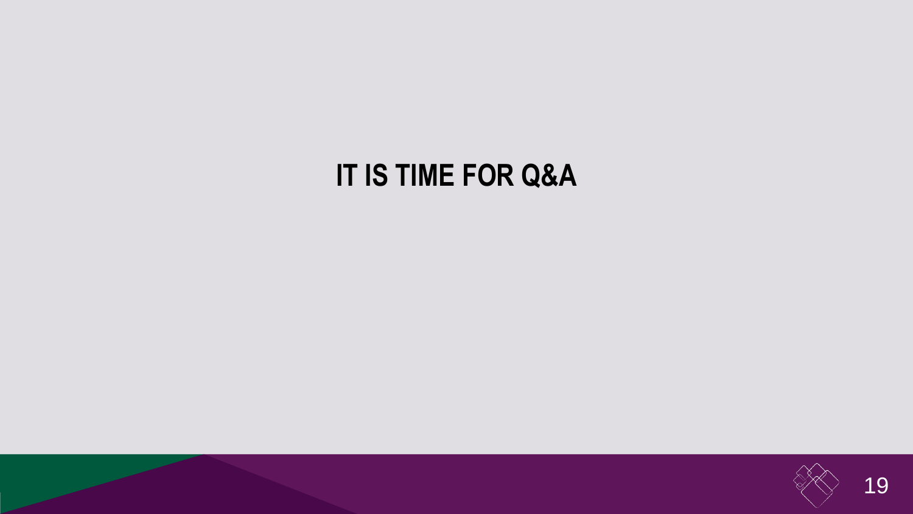# IT IS TIME FOR Q&A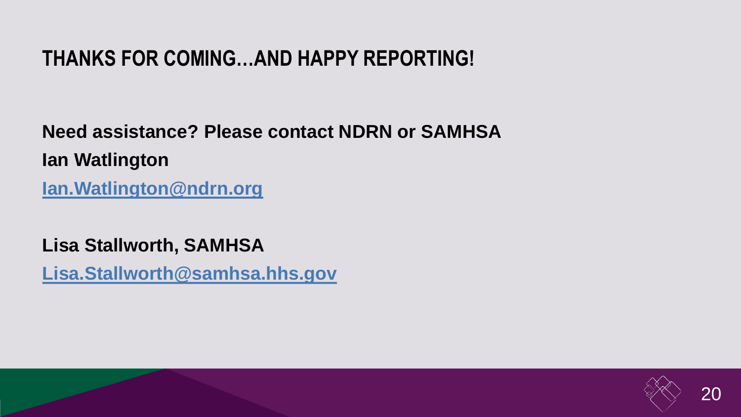# THANKS FOR COMING…AND HAPPY REPORTING!

**Need assistance? Please contact NDRN or SAMHSA**

**Ian Watlington**

**[Ian.Watlington@ndrn.org](mailto:Ian.Watlington@ndrn.org)**

**Lisa Stallworth, SAMHSA**

**[Lisa.Stallworth@samhsa.hhs.gov](mailto:Lisa.Stallworth@samhsa.hhs.gov)**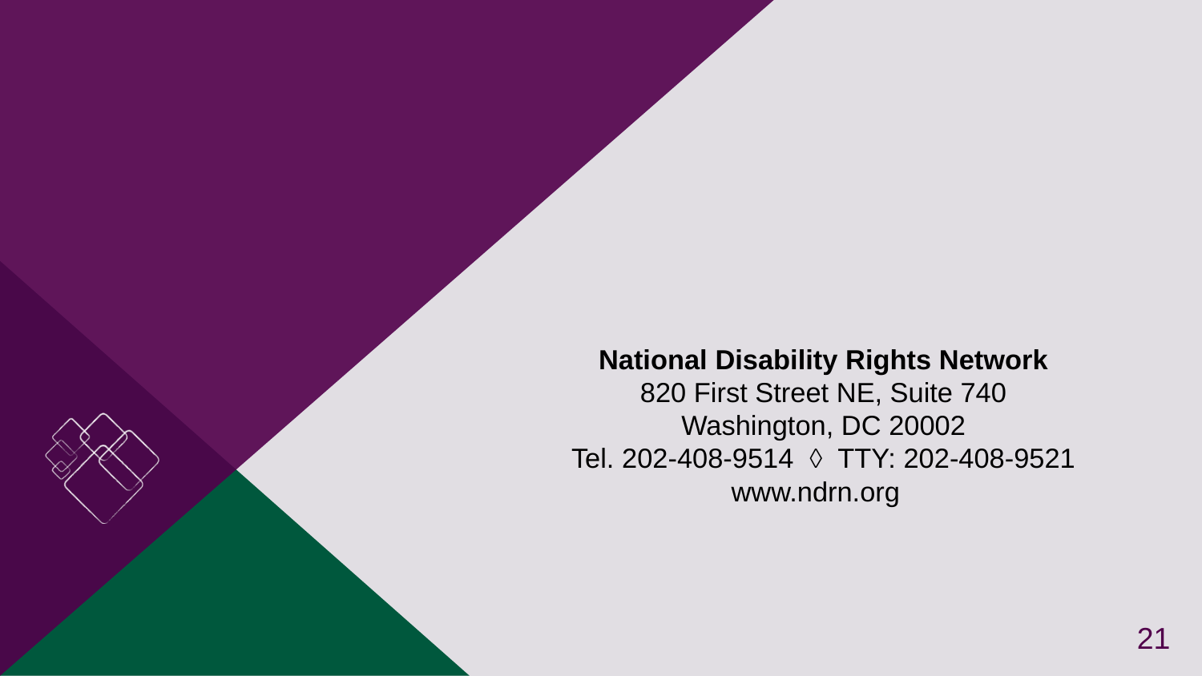**National Disability Rights Network**
820 First Street NE, Suite 740
Washington, DC 20002
Tel. 202-408-9514 ◊ TTY: 202-408-9521
www.ndrn.org